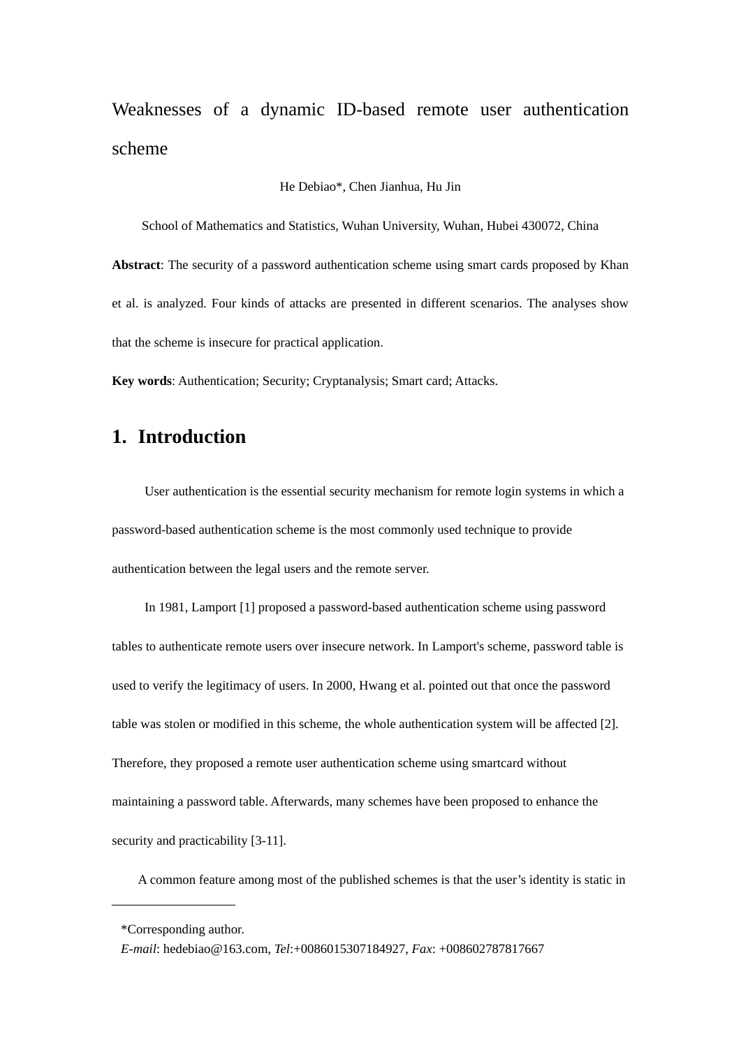# Weaknesses of a dynamic ID-based remote user authentication scheme

He Debiao*, Chen Jianhua, Hu Jin

School of Mathematics and Statistics, Wuhan University, Wuhan, Hubei 430072, China

**Abstract**: The security of a password authentication scheme using smart cards proposed by Khan et al. is analyzed. Four kinds of attacks are presented in different scenarios. The analyses show that the scheme is insecure for practical application.

**Key words**: Authentication; Security; Cryptanalysis; Smart card; Attacks.

## 1. Introduction

User authentication is the essential security mechanism for remote login systems in which a password-based authentication scheme is the most commonly used technique to provide authentication between the legal users and the remote server.

In 1981, Lamport [1] proposed a password-based authentication scheme using password tables to authenticate remote users over insecure network. In Lamport's scheme, password table is used to verify the legitimacy of users. In 2000, Hwang et al. pointed out that once the password table was stolen or modified in this scheme, the whole authentication system will be affected [2]. Therefore, they proposed a remote user authentication scheme using smartcard without maintaining a password table. Afterwards, many schemes have been proposed to enhance the security and practicability [3-11].

A common feature among most of the published schemes is that the user's identity is static in

---

*Corresponding author.
*E-mail*: hedebiao@163.com, *Tel*:+0086015307184927, *Fax*: +008602787817667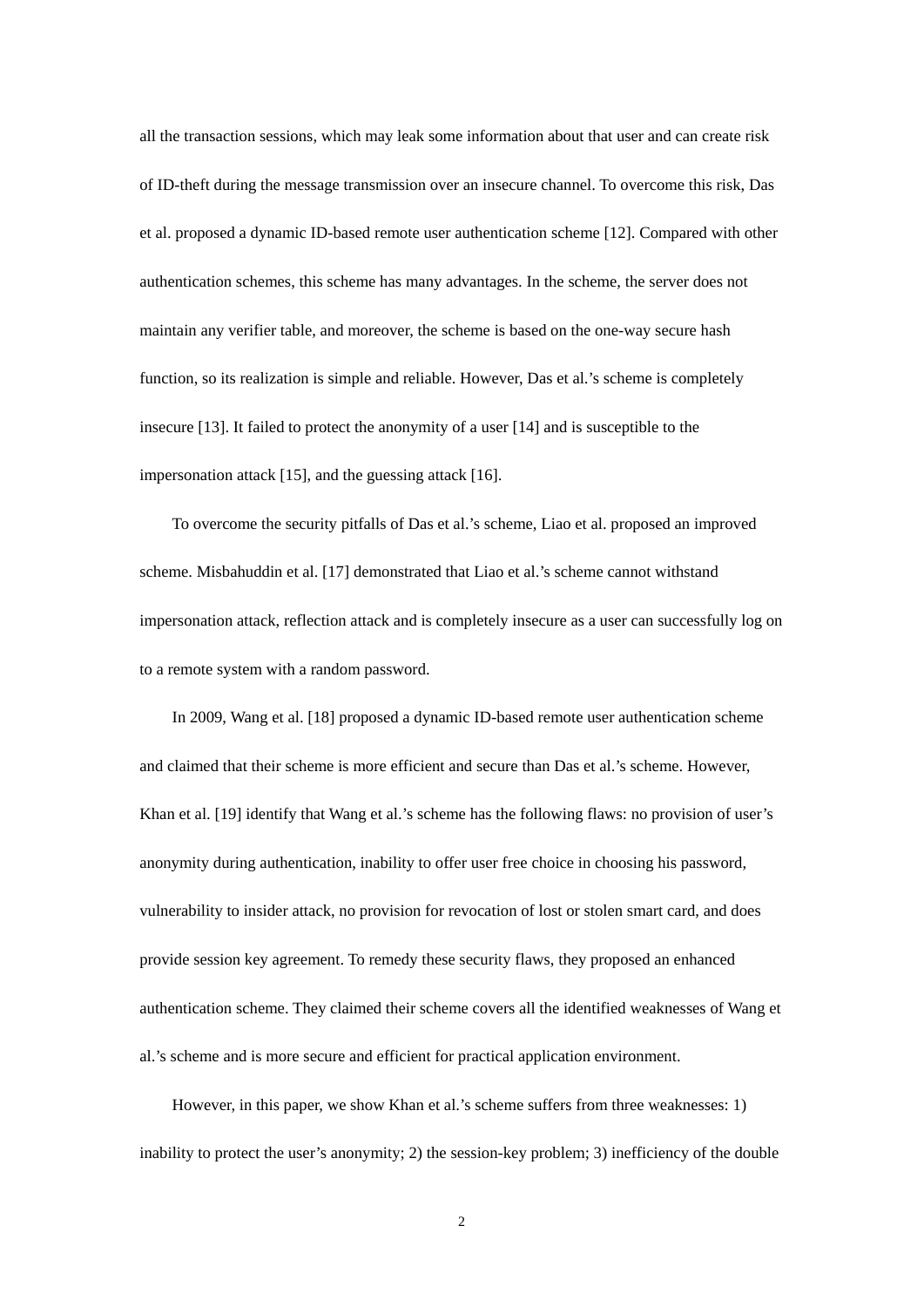all the transaction sessions, which may leak some information about that user and can create risk of ID-theft during the message transmission over an insecure channel. To overcome this risk, Das et al. proposed a dynamic ID-based remote user authentication scheme [12]. Compared with other authentication schemes, this scheme has many advantages. In the scheme, the server does not maintain any verifier table, and moreover, the scheme is based on the one-way secure hash function, so its realization is simple and reliable. However, Das et al.'s scheme is completely insecure [13]. It failed to protect the anonymity of a user [14] and is susceptible to the impersonation attack [15], and the guessing attack [16].

To overcome the security pitfalls of Das et al.'s scheme, Liao et al. proposed an improved scheme. Misbahuddin et al. [17] demonstrated that Liao et al.'s scheme cannot withstand impersonation attack, reflection attack and is completely insecure as a user can successfully log on to a remote system with a random password.

In 2009, Wang et al. [18] proposed a dynamic ID-based remote user authentication scheme and claimed that their scheme is more efficient and secure than Das et al.'s scheme. However, Khan et al. [19] identify that Wang et al.'s scheme has the following flaws: no provision of user's anonymity during authentication, inability to offer user free choice in choosing his password, vulnerability to insider attack, no provision for revocation of lost or stolen smart card, and does provide session key agreement. To remedy these security flaws, they proposed an enhanced authentication scheme. They claimed their scheme covers all the identified weaknesses of Wang et al.'s scheme and is more secure and efficient for practical application environment.

However, in this paper, we show Khan et al.'s scheme suffers from three weaknesses: 1) inability to protect the user's anonymity; 2) the session-key problem; 3) inefficiency of the double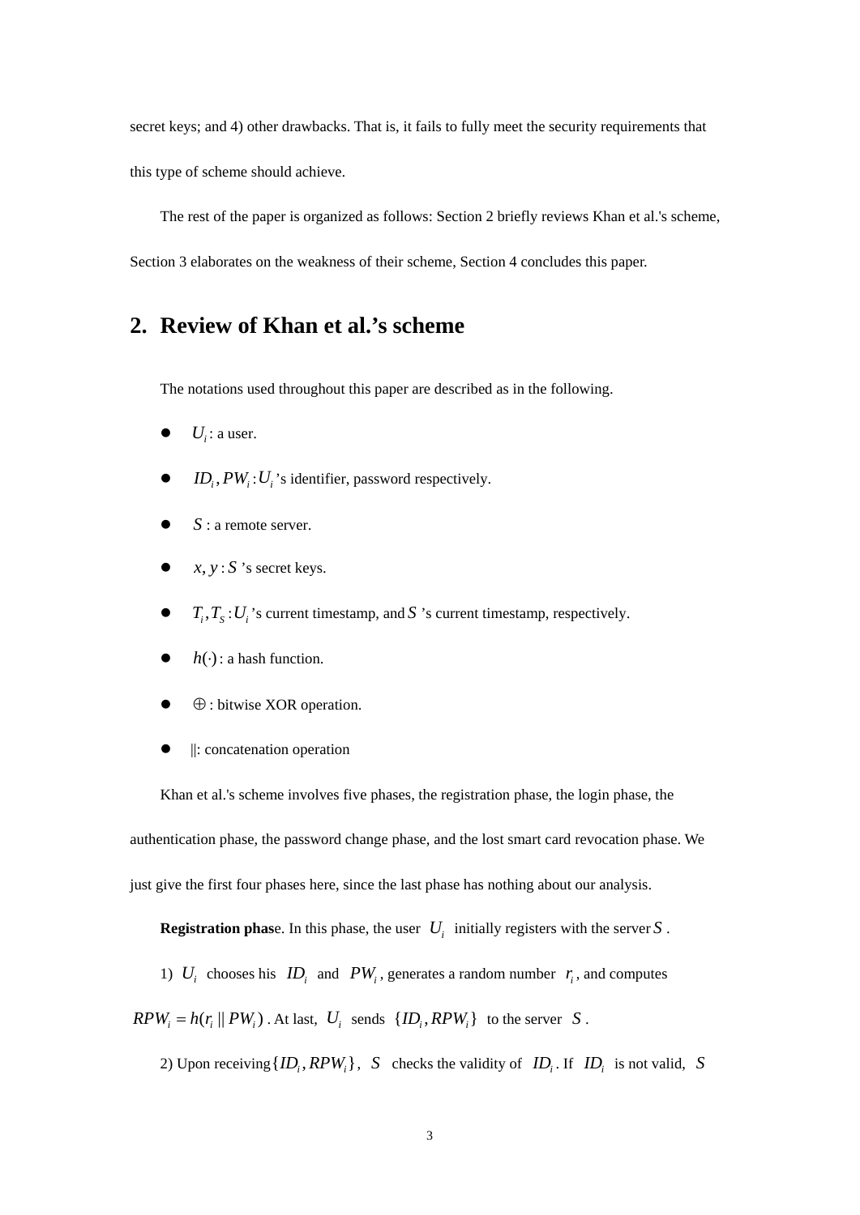secret keys; and 4) other drawbacks. That is, it fails to fully meet the security requirements that this type of scheme should achieve.

The rest of the paper is organized as follows: Section 2 briefly reviews Khan et al.'s scheme, Section 3 elaborates on the weakness of their scheme, Section 4 concludes this paper.

## 2. Review of Khan et al.'s scheme

The notations used throughout this paper are described as in the following.

- $U_i$: a user.
- $ID_i, PW_i : U_i$'s identifier, password respectively.
- $S$ : a remote server.
- $x, y : S$'s secret keys.
- $T_i, T_S : U_i$'s current timestamp, and $S$'s current timestamp, respectively.
- $h(\cdot)$ : a hash function.
- $\oplus$ : bitwise XOR operation.
- $||$: concatenation operation

Khan et al.'s scheme involves five phases, the registration phase, the login phase, the authentication phase, the password change phase, and the lost smart card revocation phase. We just give the first four phases here, since the last phase has nothing about our analysis.

**Registration phas**e. In this phase, the user $U_i$ initially registers with the server $S$.

1) $U_i$ chooses his $ID_i$ and $PW_i$, generates a random number $r_i$, and computes $RPW_i = h(r_i \,||\, PW_i)$. At last, $U_i$ sends $\{ID_i, RPW_i\}$ to the server $S$.

2) Upon receiving $\{ID_i, RPW_i\}$, $S$ checks the validity of $ID_i$. If $ID_i$ is not valid, $S$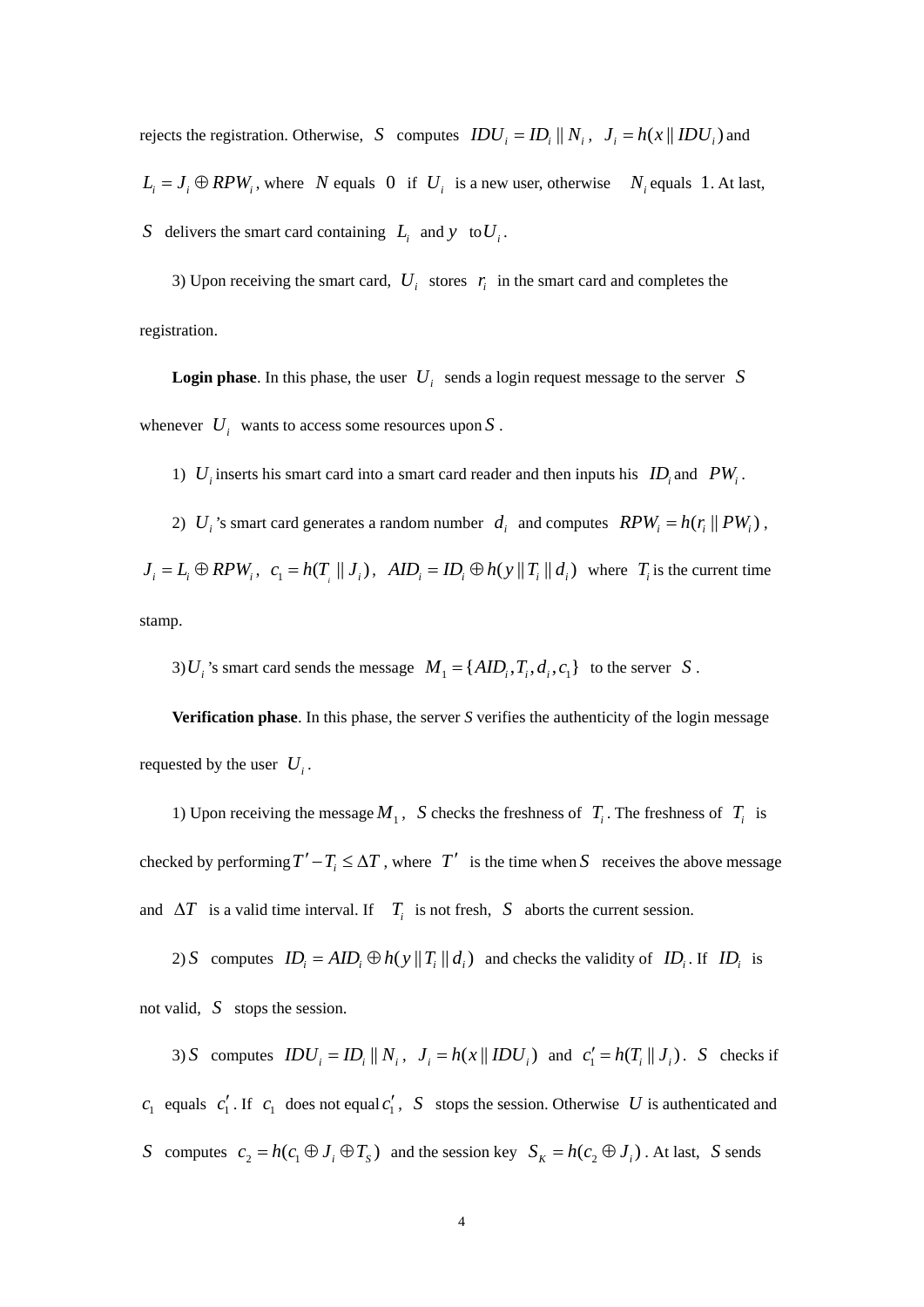rejects the registration. Otherwise, $S$ computes $IDU_i = ID_i \| N_i$, $J_i = h(x \| IDU_i)$ and $L_i = J_i \oplus RPW_i$, where $N$ equals $0$ if $U_i$ is a new user, otherwise $N_i$ equals $1$. At last, $S$ delivers the smart card containing $L_i$ and $y$ to $U_i$.

3) Upon receiving the smart card, $U_i$ stores $r_i$ in the smart card and completes the registration.

**Login phase**. In this phase, the user $U_i$ sends a login request message to the server $S$ whenever $U_i$ wants to access some resources upon $S$.

1) $U_i$ inserts his smart card into a smart card reader and then inputs his $ID_i$ and $PW_i$.

2) $U_i$'s smart card generates a random number $d_i$ and computes $RPW_i = h(r_i \| PW_i)$, $J_i = L_i \oplus RPW_i$, $c_1 = h(T_i \| J_i)$, $AID_i = ID_i \oplus h(y \| T_i \| d_i)$ where $T_i$ is the current time stamp.

3) $U_i$'s smart card sends the message $M_1 = \{AID_i, T_i, d_i, c_1\}$ to the server $S$.

**Verification phase**. In this phase, the server $S$ verifies the authenticity of the login message requested by the user $U_i$.

1) Upon receiving the message $M_1$, $S$ checks the freshness of $T_i$. The freshness of $T_i$ is checked by performing $T' - T_i \leq \Delta T$, where $T'$ is the time when $S$ receives the above message and $\Delta T$ is a valid time interval. If $T_i$ is not fresh, $S$ aborts the current session.

2) $S$ computes $ID_i = AID_i \oplus h(y \| T_i \| d_i)$ and checks the validity of $ID_i$. If $ID_i$ is not valid, $S$ stops the session.

3) $S$ computes $IDU_i = ID_i \| N_i$, $J_i = h(x \| IDU_i)$ and $c_1' = h(T_i \| J_i)$. $S$ checks if $c_1$ equals $c_1'$. If $c_1$ does not equal $c_1'$, $S$ stops the session. Otherwise $U$ is authenticated and $S$ computes $c_2 = h(c_1 \oplus J_i \oplus T_S)$ and the session key $S_K = h(c_2 \oplus J_i)$. At last, $S$ sends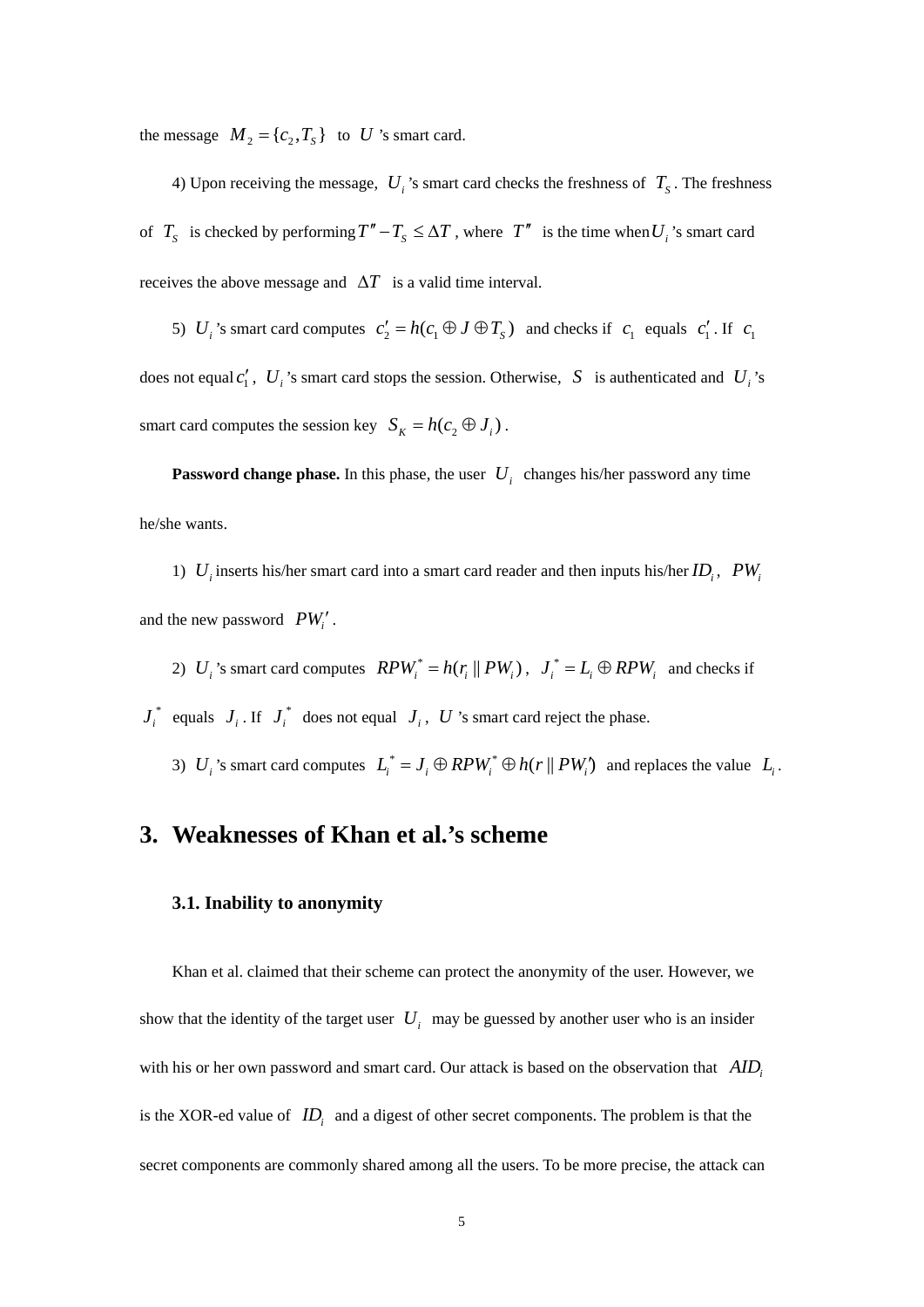the message $M_2 = \{c_2, T_S\}$ to $U$ 's smart card.

4) Upon receiving the message, $U_i$ 's smart card checks the freshness of $T_S$. The freshness of $T_S$ is checked by performing $T'' - T_S \leq \Delta T$ , where $T''$ is the time when $U_i$ 's smart card receives the above message and $\Delta T$ is a valid time interval.

5) $U_i$ 's smart card computes $c_2' = h(c_1 \oplus J \oplus T_S)$ and checks if $c_1$ equals $c_1'$. If $c_1$ does not equal $c_1'$, $U_i$ 's smart card stops the session. Otherwise, $S$ is authenticated and $U_i$ 's smart card computes the session key $S_K = h(c_2 \oplus J_i)$ .

**Password change phase.** In this phase, the user $U_i$ changes his/her password any time he/she wants.

1) $U_i$ inserts his/her smart card into a smart card reader and then inputs his/her $ID_i$, $PW_i$ and the new password $PW_i'$ .

2) $U_i$ 's smart card computes $RPW_i^* = h(r_i \| PW_i)$ , $J_i^* = L_i \oplus RPW_i$ and checks if $J_i^*$ equals $J_i$. If $J_i^*$ does not equal $J_i$, $U$ 's smart card reject the phase.

3) $U_i$ 's smart card computes $L_i^* = J_i \oplus RPW_i^* \oplus h(r \| PW_i')$ and replaces the value $L_i$.

# 3. Weaknesses of Khan et al.'s scheme

## 3.1. Inability to anonymity

Khan et al. claimed that their scheme can protect the anonymity of the user. However, we show that the identity of the target user $U_i$ may be guessed by another user who is an insider with his or her own password and smart card. Our attack is based on the observation that $AID_i$ is the XOR-ed value of $ID_i$ and a digest of other secret components. The problem is that the secret components are commonly shared among all the users. To be more precise, the attack can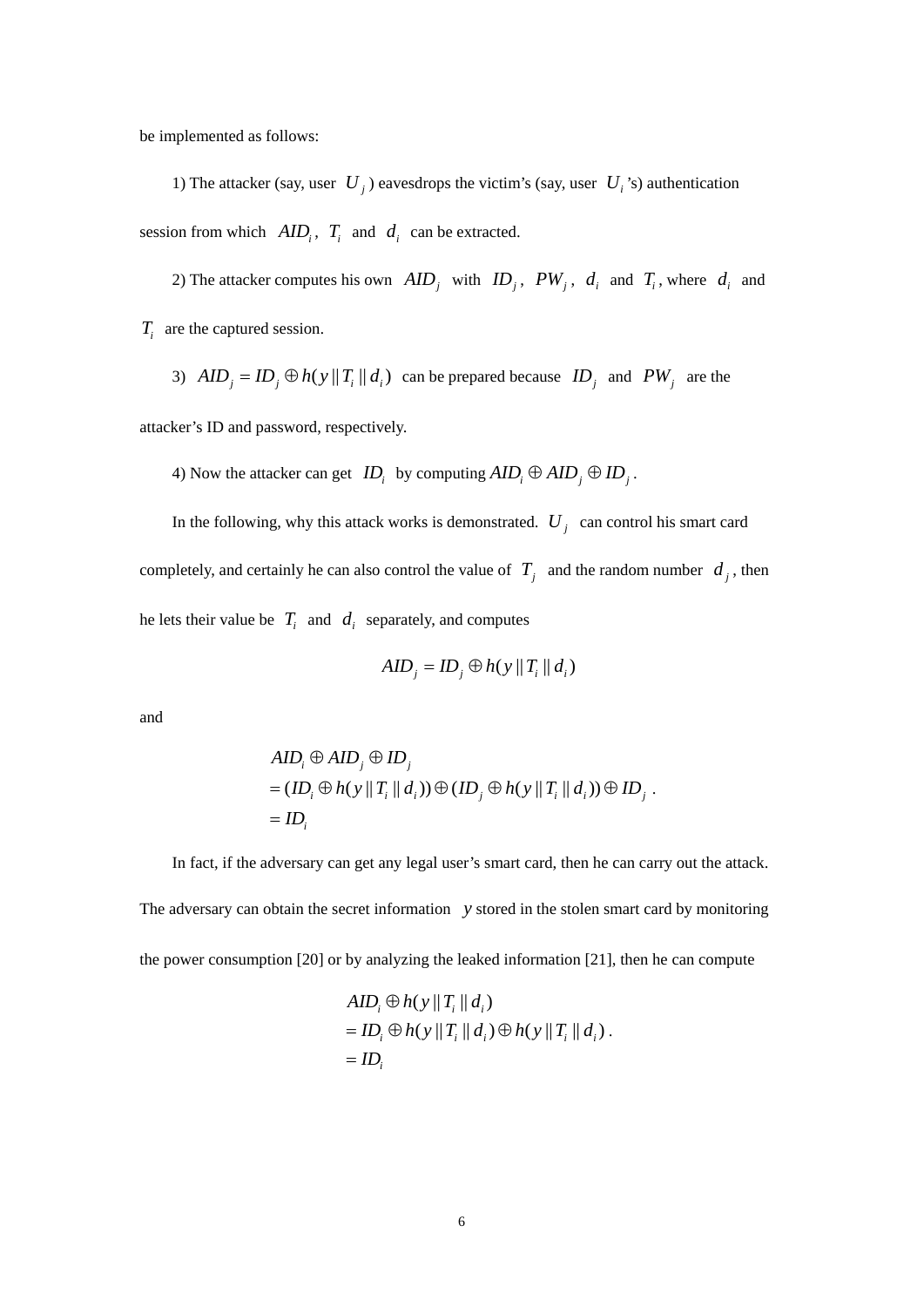be implemented as follows:

1) The attacker (say, user $U_j$) eavesdrops the victim's (say, user $U_i$'s) authentication session from which $AID_i$, $T_i$ and $d_i$ can be extracted.

2) The attacker computes his own $AID_j$ with $ID_j$, $PW_j$, $d_i$ and $T_i$, where $d_i$ and $T_i$ are the captured session.

3) $AID_j = ID_j \oplus h(y \| T_i \| d_i)$ can be prepared because $ID_j$ and $PW_j$ are the attacker's ID and password, respectively.

4) Now the attacker can get $ID_i$ by computing $AID_i \oplus AID_j \oplus ID_j$.

In the following, why this attack works is demonstrated. $U_j$ can control his smart card completely, and certainly he can also control the value of $T_j$ and the random number $d_j$, then he lets their value be $T_i$ and $d_i$ separately, and computes

$$AID_j = ID_j \oplus h(y \| T_i \| d_i)$$

and

$$\begin{aligned} & AID_i \oplus AID_j \oplus ID_j \\ &= (ID_i \oplus h(y \| T_i \| d_i)) \oplus (ID_j \oplus h(y \| T_i \| d_i)) \oplus ID_j \\ &= ID_i \end{aligned}.$$

In fact, if the adversary can get any legal user's smart card, then he can carry out the attack. The adversary can obtain the secret information $y$ stored in the stolen smart card by monitoring the power consumption [20] or by analyzing the leaked information [21], then he can compute

$$\begin{aligned} & AID_i \oplus h(y \| T_i \| d_i) \\ &= ID_i \oplus h(y \| T_i \| d_i) \oplus h(y \| T_i \| d_i) \\ &= ID_i \end{aligned}.$$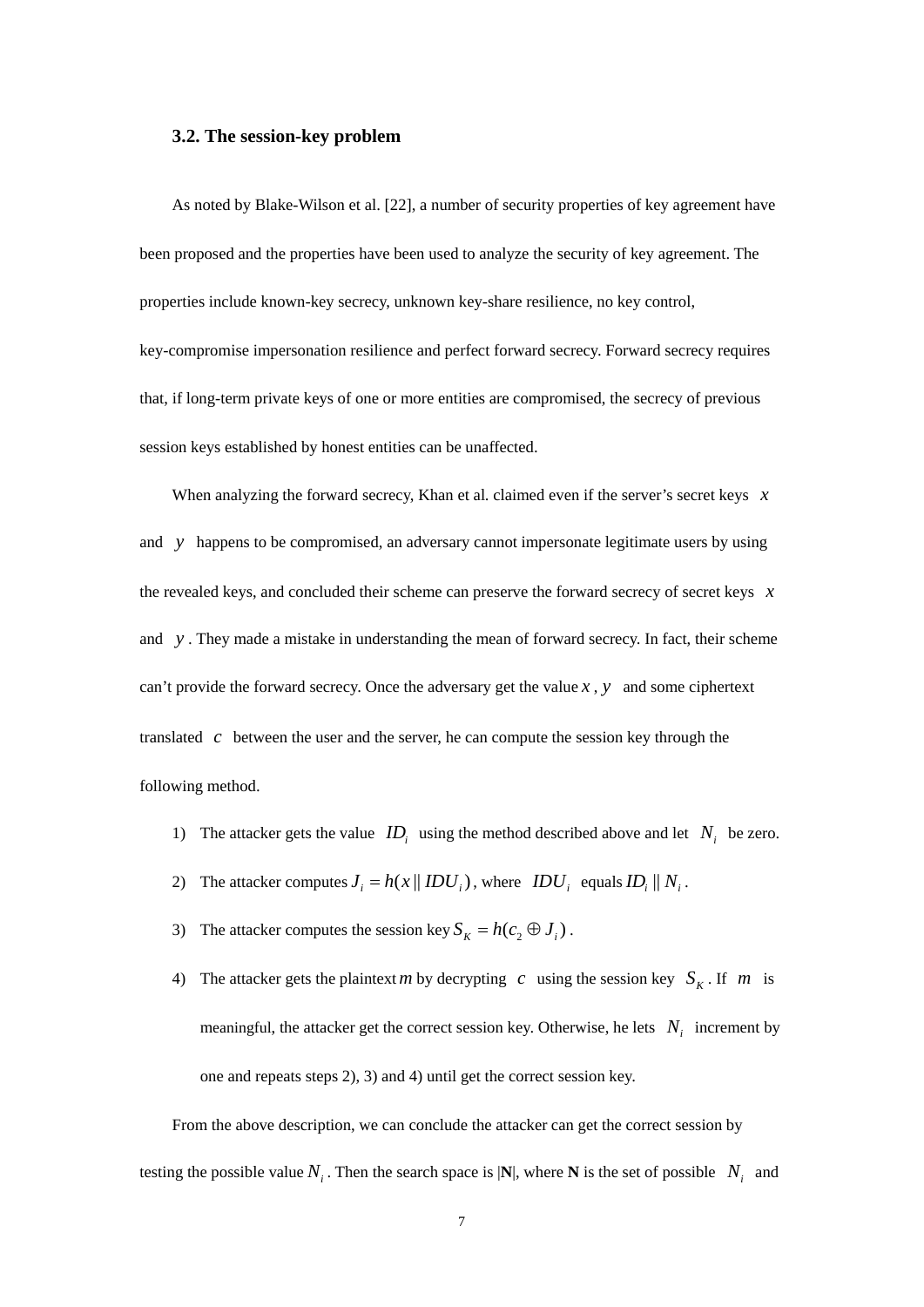### 3.2. The session-key problem

As noted by Blake-Wilson et al. [22], a number of security properties of key agreement have been proposed and the properties have been used to analyze the security of key agreement. The properties include known-key secrecy, unknown key-share resilience, no key control, key-compromise impersonation resilience and perfect forward secrecy. Forward secrecy requires that, if long-term private keys of one or more entities are compromised, the secrecy of previous session keys established by honest entities can be unaffected.

When analyzing the forward secrecy, Khan et al. claimed even if the server's secret keys $x$ and $y$ happens to be compromised, an adversary cannot impersonate legitimate users by using the revealed keys, and concluded their scheme can preserve the forward secrecy of secret keys $x$ and $y$. They made a mistake in understanding the mean of forward secrecy. In fact, their scheme can't provide the forward secrecy. Once the adversary get the value $x$, $y$ and some ciphertext translated $c$ between the user and the server, he can compute the session key through the following method.

1) The attacker gets the value $ID_i$ using the method described above and let $N_i$ be zero.
2) The attacker computes $J_i = h(x \| IDU_i)$, where $IDU_i$ equals $ID_i \| N_i$.
3) The attacker computes the session key $S_K = h(c_2 \oplus J_i)$.
4) The attacker gets the plaintext $m$ by decrypting $c$ using the session key $S_K$. If $m$ is meaningful, the attacker get the correct session key. Otherwise, he lets $N_i$ increment by one and repeats steps 2), 3) and 4) until get the correct session key.

From the above description, we can conclude the attacker can get the correct session by testing the possible value $N_i$. Then the search space is |**N**|, where **N** is the set of possible $N_i$ and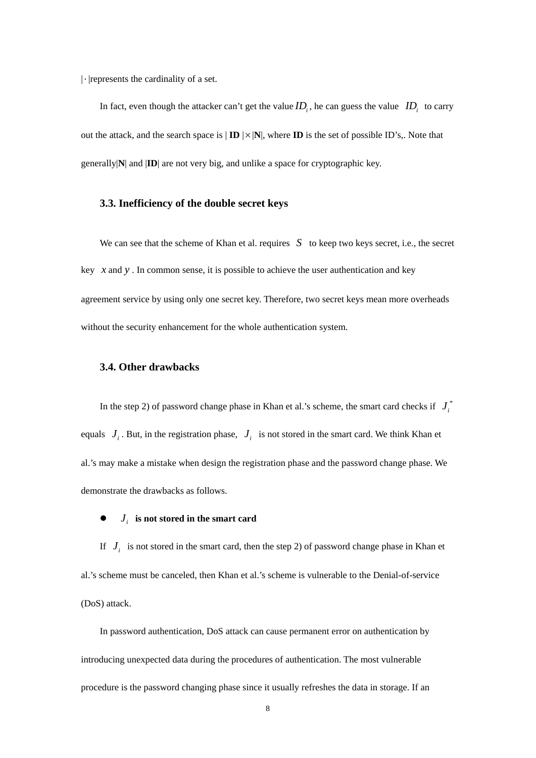$|\cdot|$represents the cardinality of a set.

In fact, even though the attacker can't get the value $ID_i$, he can guess the value $ID_i$ to carry out the attack, and the search space is $|\mathbf{ID}| \times |\mathbf{N}|$, where **ID** is the set of possible ID's,. Note that generally$|\mathbf{N}|$ and $|\mathbf{ID}|$ are not very big, and unlike a space for cryptographic key.

### 3.3. Inefficiency of the double secret keys

We can see that the scheme of Khan et al. requires $S$ to keep two keys secret, i.e., the secret key $x$ and $y$. In common sense, it is possible to achieve the user authentication and key agreement service by using only one secret key. Therefore, two secret keys mean more overheads without the security enhancement for the whole authentication system.

### 3.4. Other drawbacks

In the step 2) of password change phase in Khan et al.'s scheme, the smart card checks if $J_i^*$ equals $J_i$. But, in the registration phase, $J_i$ is not stored in the smart card. We think Khan et al.'s may make a mistake when design the registration phase and the password change phase. We demonstrate the drawbacks as follows.

- **$J_i$ is not stored in the smart card**

If $J_i$ is not stored in the smart card, then the step 2) of password change phase in Khan et al.'s scheme must be canceled, then Khan et al.'s scheme is vulnerable to the Denial-of-service (DoS) attack.

In password authentication, DoS attack can cause permanent error on authentication by introducing unexpected data during the procedures of authentication. The most vulnerable procedure is the password changing phase since it usually refreshes the data in storage. If an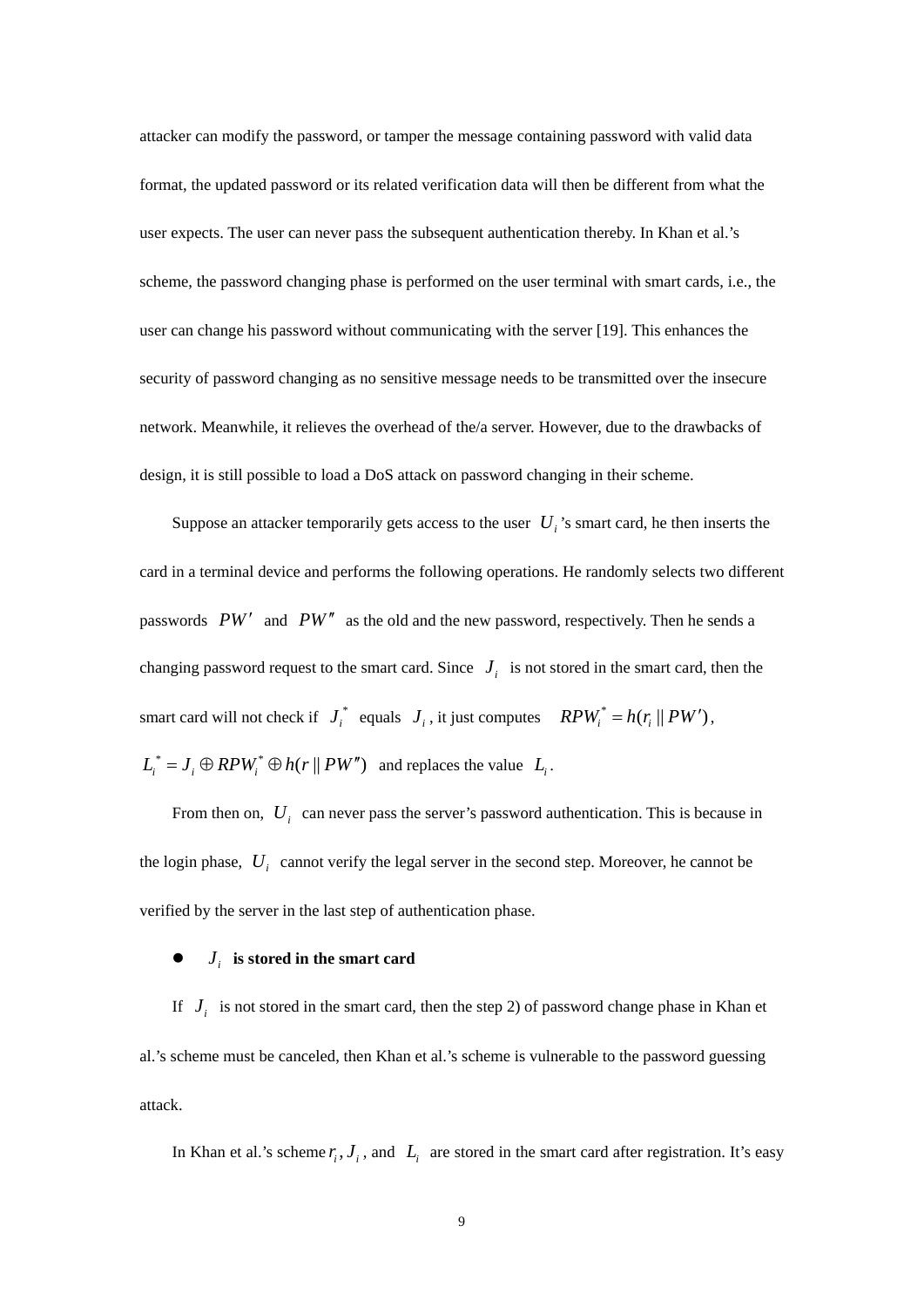attacker can modify the password, or tamper the message containing password with valid data format, the updated password or its related verification data will then be different from what the user expects. The user can never pass the subsequent authentication thereby. In Khan et al.'s scheme, the password changing phase is performed on the user terminal with smart cards, i.e., the user can change his password without communicating with the server [19]. This enhances the security of password changing as no sensitive message needs to be transmitted over the insecure network. Meanwhile, it relieves the overhead of the/a server. However, due to the drawbacks of design, it is still possible to load a DoS attack on password changing in their scheme.

Suppose an attacker temporarily gets access to the user $U_i$'s smart card, he then inserts the card in a terminal device and performs the following operations. He randomly selects two different passwords $PW'$ and $PW''$ as the old and the new password, respectively. Then he sends a changing password request to the smart card. Since $J_i$ is not stored in the smart card, then the smart card will not check if $J_i^*$ equals $J_i$, it just computes $RPW_i^* = h(r_i \| PW')$, $L_i^* = J_i \oplus RPW_i^* \oplus h(r \| PW'')$ and replaces the value $L_i$.

From then on, $U_i$ can never pass the server's password authentication. This is because in the login phase, $U_i$ cannot verify the legal server in the second step. Moreover, he cannot be verified by the server in the last step of authentication phase.

- **$J_i$ is stored in the smart card**

If $J_i$ is not stored in the smart card, then the step 2) of password change phase in Khan et al.'s scheme must be canceled, then Khan et al.'s scheme is vulnerable to the password guessing attack.

In Khan et al.'s scheme $r_i, J_i$, and $L_i$ are stored in the smart card after registration. It's easy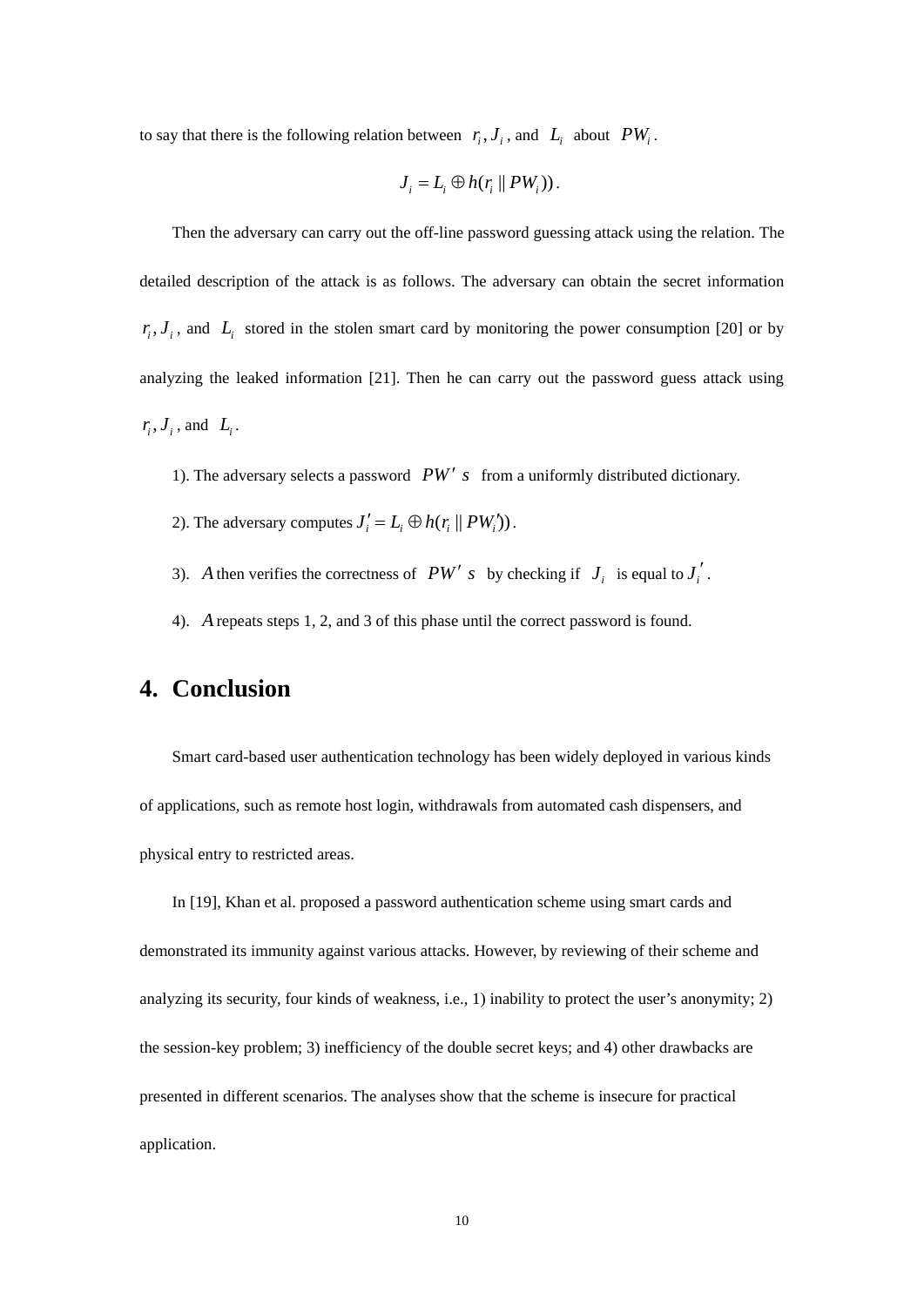to say that there is the following relation between $r_i, J_i$, and $L_i$ about $PW_i$.

$$J_i = L_i \oplus h(r_i \| PW_i)).$$

Then the adversary can carry out the off-line password guessing attack using the relation. The detailed description of the attack is as follows. The adversary can obtain the secret information $r_i, J_i$, and $L_i$ stored in the stolen smart card by monitoring the power consumption [20] or by analyzing the leaked information [21]. Then he can carry out the password guess attack using $r_i, J_i$, and $L_i$.

1). The adversary selects a password $PW' s$ from a uniformly distributed dictionary.

2). The adversary computes $J_i' = L_i \oplus h(r_i \| PW_i'))$.

3). $A$ then verifies the correctness of $PW' s$ by checking if $J_i$ is equal to $J_i'$.

4). $A$ repeats steps 1, 2, and 3 of this phase until the correct password is found.

## 4. Conclusion

Smart card-based user authentication technology has been widely deployed in various kinds of applications, such as remote host login, withdrawals from automated cash dispensers, and physical entry to restricted areas.

In [19], Khan et al. proposed a password authentication scheme using smart cards and demonstrated its immunity against various attacks. However, by reviewing of their scheme and analyzing its security, four kinds of weakness, i.e., 1) inability to protect the user's anonymity; 2) the session-key problem; 3) inefficiency of the double secret keys; and 4) other drawbacks are presented in different scenarios. The analyses show that the scheme is insecure for practical application.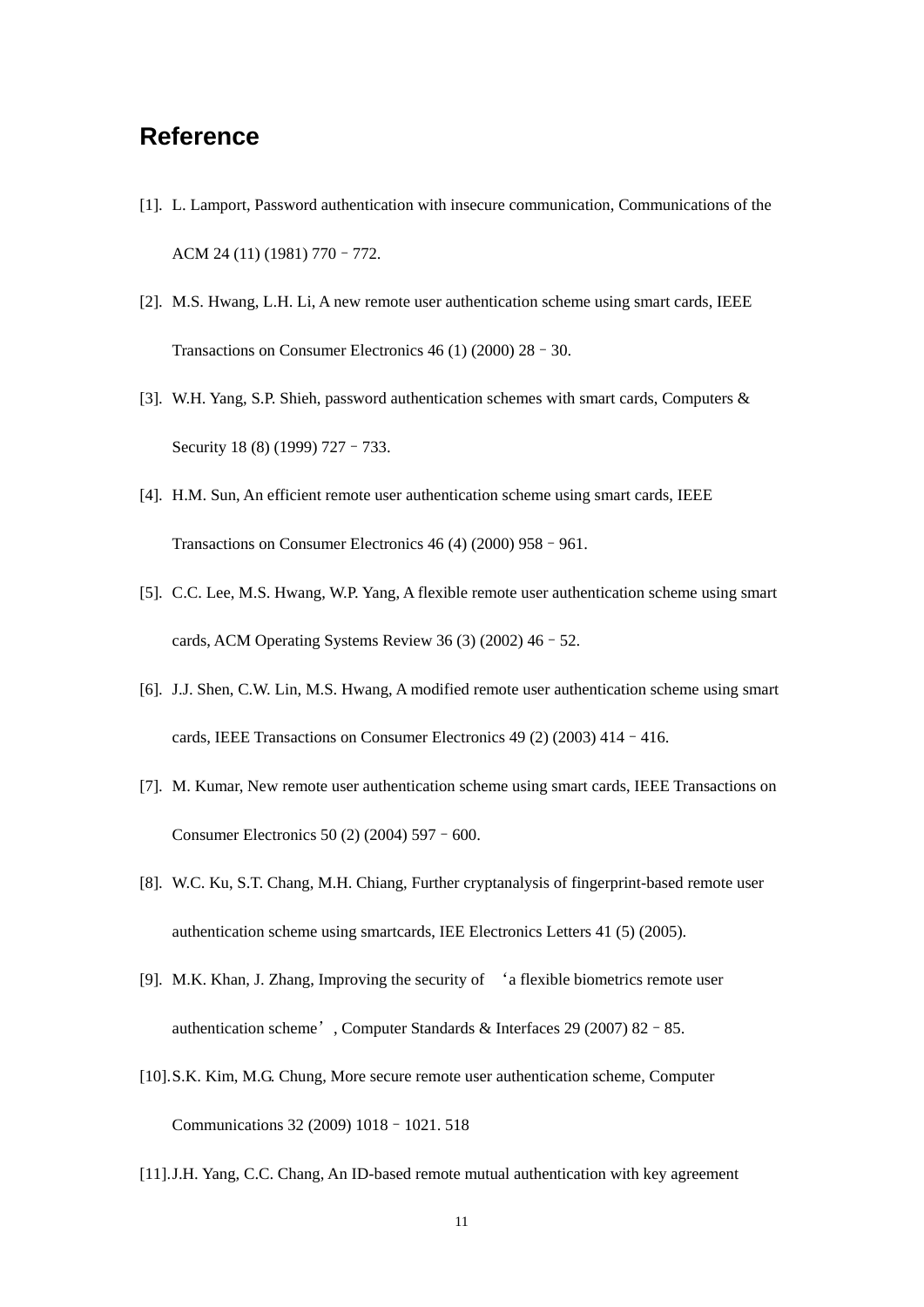## Reference

[1]. L. Lamport, Password authentication with insecure communication, Communications of the ACM 24 (11) (1981) 770 – 772.

[2]. M.S. Hwang, L.H. Li, A new remote user authentication scheme using smart cards, IEEE Transactions on Consumer Electronics 46 (1) (2000) 28 – 30.

[3]. W.H. Yang, S.P. Shieh, password authentication schemes with smart cards, Computers & Security 18 (8) (1999) 727 – 733.

[4]. H.M. Sun, An efficient remote user authentication scheme using smart cards, IEEE Transactions on Consumer Electronics 46 (4) (2000) 958 – 961.

[5]. C.C. Lee, M.S. Hwang, W.P. Yang, A flexible remote user authentication scheme using smart cards, ACM Operating Systems Review 36 (3) (2002) 46 – 52.

[6]. J.J. Shen, C.W. Lin, M.S. Hwang, A modified remote user authentication scheme using smart cards, IEEE Transactions on Consumer Electronics 49 (2) (2003) 414 – 416.

[7]. M. Kumar, New remote user authentication scheme using smart cards, IEEE Transactions on Consumer Electronics 50 (2) (2004) 597 – 600.

[8]. W.C. Ku, S.T. Chang, M.H. Chiang, Further cryptanalysis of fingerprint-based remote user authentication scheme using smartcards, IEE Electronics Letters 41 (5) (2005).

[9]. M.K. Khan, J. Zhang, Improving the security of ‘a flexible biometrics remote user authentication scheme’, Computer Standards & Interfaces 29 (2007) 82 – 85.

[10]. S.K. Kim, M.G. Chung, More secure remote user authentication scheme, Computer Communications 32 (2009) 1018 – 1021. 518

[11]. J.H. Yang, C.C. Chang, An ID-based remote mutual authentication with key agreement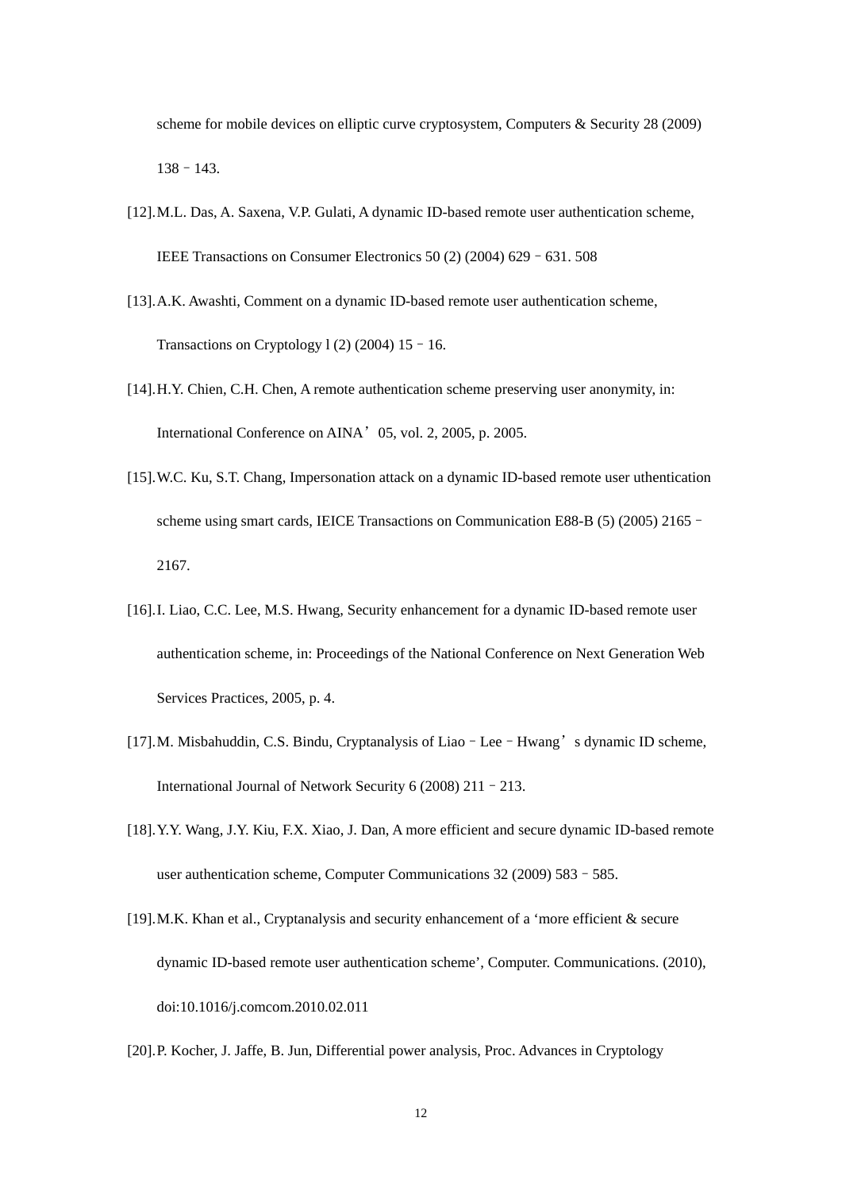scheme for mobile devices on elliptic curve cryptosystem, Computers & Security 28 (2009) 138–143.

[12]. M.L. Das, A. Saxena, V.P. Gulati, A dynamic ID-based remote user authentication scheme, IEEE Transactions on Consumer Electronics 50 (2) (2004) 629–631. 508

[13]. A.K. Awashti, Comment on a dynamic ID-based remote user authentication scheme, Transactions on Cryptology l (2) (2004) 15–16.

[14]. H.Y. Chien, C.H. Chen, A remote authentication scheme preserving user anonymity, in: International Conference on AINA'05, vol. 2, 2005, p. 2005.

[15]. W.C. Ku, S.T. Chang, Impersonation attack on a dynamic ID-based remote user uthentication scheme using smart cards, IEICE Transactions on Communication E88-B (5) (2005) 2165–2167.

[16]. I. Liao, C.C. Lee, M.S. Hwang, Security enhancement for a dynamic ID-based remote user authentication scheme, in: Proceedings of the National Conference on Next Generation Web Services Practices, 2005, p. 4.

[17]. M. Misbahuddin, C.S. Bindu, Cryptanalysis of Liao–Lee–Hwang's dynamic ID scheme, International Journal of Network Security 6 (2008) 211–213.

[18]. Y.Y. Wang, J.Y. Kiu, F.X. Xiao, J. Dan, A more efficient and secure dynamic ID-based remote user authentication scheme, Computer Communications 32 (2009) 583–585.

[19]. M.K. Khan et al., Cryptanalysis and security enhancement of a 'more efficient & secure dynamic ID-based remote user authentication scheme', Computer. Communications. (2010), doi:10.1016/j.comcom.2010.02.011

[20]. P. Kocher, J. Jaffe, B. Jun, Differential power analysis, Proc. Advances in Cryptology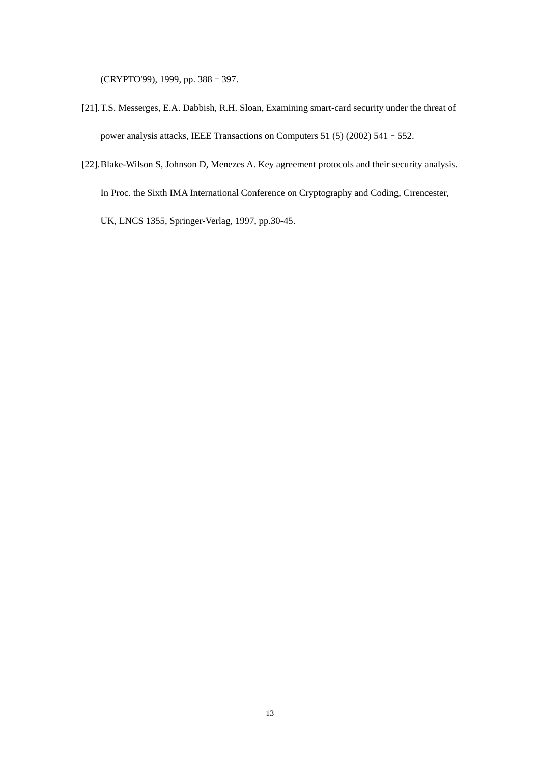(CRYPTO'99), 1999, pp. 388 – 397.

[21]. T.S. Messerges, E.A. Dabbish, R.H. Sloan, Examining smart-card security under the threat of power analysis attacks, IEEE Transactions on Computers 51 (5) (2002) 541 – 552.

[22]. Blake-Wilson S, Johnson D, Menezes A. Key agreement protocols and their security analysis. In Proc. the Sixth IMA International Conference on Cryptography and Coding, Cirencester, UK, LNCS 1355, Springer-Verlag, 1997, pp.30-45.